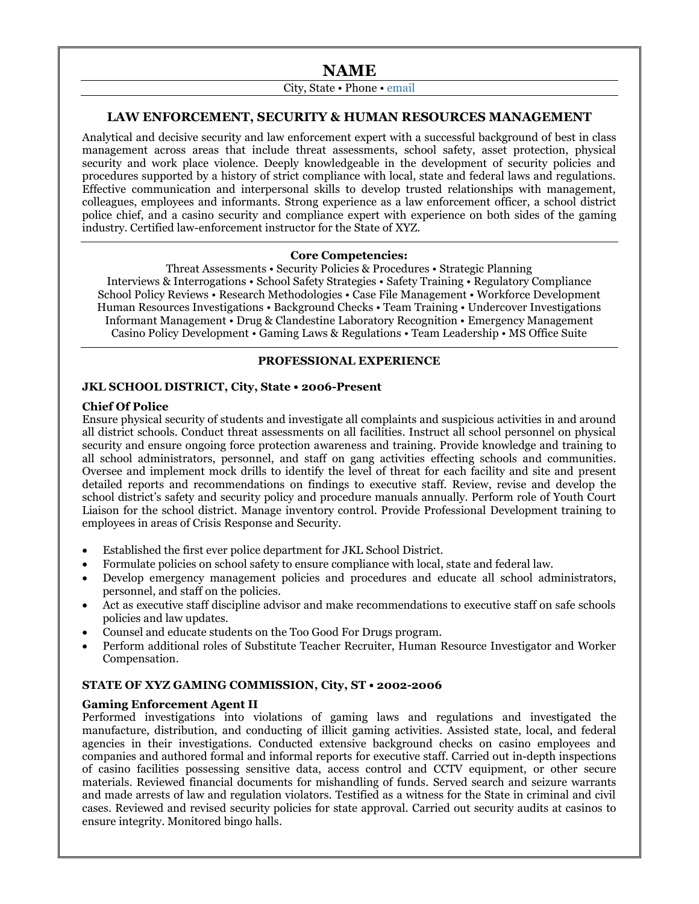# NAME

City, State • Phone • email

## LAW ENFORCEMENT, SECURITY & HUMAN RESOURCES MANAGEMENT

Analytical and decisive security and law enforcement expert with a successful background of best in class management across areas that include threat assessments, school safety, asset protection, physical security and work place violence. Deeply knowledgeable in the development of security policies and procedures supported by a history of strict compliance with local, state and federal laws and regulations. Effective communication and interpersonal skills to develop trusted relationships with management, colleagues, employees and informants. Strong experience as a law enforcement officer, a school district police chief, and a casino security and compliance expert with experience on both sides of the gaming industry. Certified law-enforcement instructor for the State of XYZ.

### Core Competencies:

Threat Assessments • Security Policies & Procedures • Strategic Planning
Interviews & Interrogations • School Safety Strategies • Safety Training • Regulatory Compliance
School Policy Reviews • Research Methodologies • Case File Management • Workforce Development
Human Resources Investigations • Background Checks • Team Training • Undercover Investigations
Informant Management • Drug & Clandestine Laboratory Recognition • Emergency Management
Casino Policy Development • Gaming Laws & Regulations • Team Leadership • MS Office Suite

## PROFESSIONAL EXPERIENCE

**JKL SCHOOL DISTRICT, City, State • 2006-Present**

**Chief Of Police**

Ensure physical security of students and investigate all complaints and suspicious activities in and around all district schools. Conduct threat assessments on all facilities. Instruct all school personnel on physical security and ensure ongoing force protection awareness and training. Provide knowledge and training to all school administrators, personnel, and staff on gang activities effecting schools and communities. Oversee and implement mock drills to identify the level of threat for each facility and site and present detailed reports and recommendations on findings to executive staff. Review, revise and develop the school district's safety and security policy and procedure manuals annually. Perform role of Youth Court Liaison for the school district. Manage inventory control. Provide Professional Development training to employees in areas of Crisis Response and Security.

- Established the first ever police department for JKL School District.
- Formulate policies on school safety to ensure compliance with local, state and federal law.
- Develop emergency management policies and procedures and educate all school administrators, personnel, and staff on the policies.
- Act as executive staff discipline advisor and make recommendations to executive staff on safe schools policies and law updates.
- Counsel and educate students on the Too Good For Drugs program.
- Perform additional roles of Substitute Teacher Recruiter, Human Resource Investigator and Worker Compensation.

**STATE OF XYZ GAMING COMMISSION, City, ST • 2002-2006**

**Gaming Enforcement Agent II**

Performed investigations into violations of gaming laws and regulations and investigated the manufacture, distribution, and conducting of illicit gaming activities. Assisted state, local, and federal agencies in their investigations. Conducted extensive background checks on casino employees and companies and authored formal and informal reports for executive staff. Carried out in-depth inspections of casino facilities possessing sensitive data, access control and CCTV equipment, or other secure materials. Reviewed financial documents for mishandling of funds. Served search and seizure warrants and made arrests of law and regulation violators. Testified as a witness for the State in criminal and civil cases. Reviewed and revised security policies for state approval. Carried out security audits at casinos to ensure integrity. Monitored bingo halls.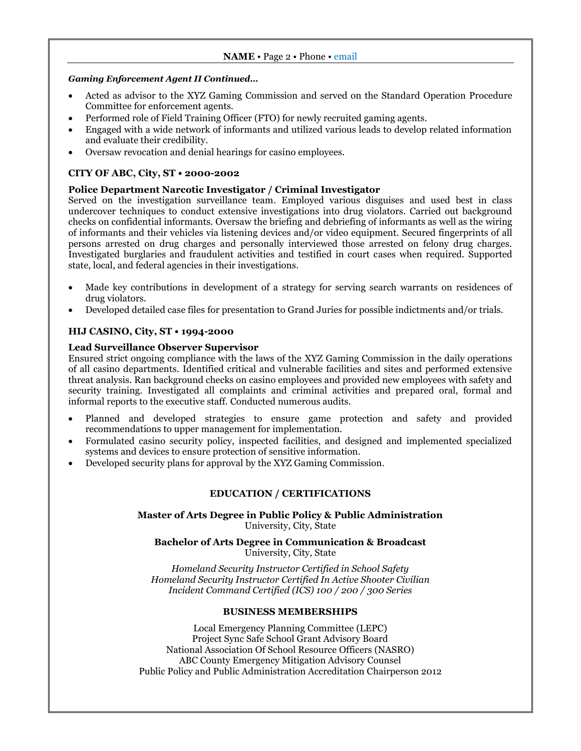***Gaming Enforcement Agent II Continued…***

- Acted as advisor to the XYZ Gaming Commission and served on the Standard Operation Procedure Committee for enforcement agents.
- Performed role of Field Training Officer (FTO) for newly recruited gaming agents.
- Engaged with a wide network of informants and utilized various leads to develop related information and evaluate their credibility.
- Oversaw revocation and denial hearings for casino employees.

**CITY OF ABC, City, ST • 2000-2002**

**Police Department Narcotic Investigator / Criminal Investigator**

Served on the investigation surveillance team. Employed various disguises and used best in class undercover techniques to conduct extensive investigations into drug violators. Carried out background checks on confidential informants. Oversaw the briefing and debriefing of informants as well as the wiring of informants and their vehicles via listening devices and/or video equipment. Secured fingerprints of all persons arrested on drug charges and personally interviewed those arrested on felony drug charges. Investigated burglaries and fraudulent activities and testified in court cases when required. Supported state, local, and federal agencies in their investigations.

- Made key contributions in development of a strategy for serving search warrants on residences of drug violators.
- Developed detailed case files for presentation to Grand Juries for possible indictments and/or trials.

**HIJ CASINO, City, ST • 1994-2000**

**Lead Surveillance Observer Supervisor**

Ensured strict ongoing compliance with the laws of the XYZ Gaming Commission in the daily operations of all casino departments. Identified critical and vulnerable facilities and sites and performed extensive threat analysis. Ran background checks on casino employees and provided new employees with safety and security training. Investigated all complaints and criminal activities and prepared oral, formal and informal reports to the executive staff. Conducted numerous audits.

- Planned and developed strategies to ensure game protection and safety and provided recommendations to upper management for implementation.
- Formulated casino security policy, inspected facilities, and designed and implemented specialized systems and devices to ensure protection of sensitive information.
- Developed security plans for approval by the XYZ Gaming Commission.

## EDUCATION / CERTIFICATIONS

**Master of Arts Degree in Public Policy & Public Administration**
University, City, State

**Bachelor of Arts Degree in Communication & Broadcast**
University, City, State

*Homeland Security Instructor Certified in School Safety*
*Homeland Security Instructor Certified In Active Shooter Civilian*
*Incident Command Certified (ICS) 100 / 200 / 300 Series*

## BUSINESS MEMBERSHIPS

Local Emergency Planning Committee (LEPC)
Project Sync Safe School Grant Advisory Board
National Association Of School Resource Officers (NASRO)
ABC County Emergency Mitigation Advisory Counsel
Public Policy and Public Administration Accreditation Chairperson 2012